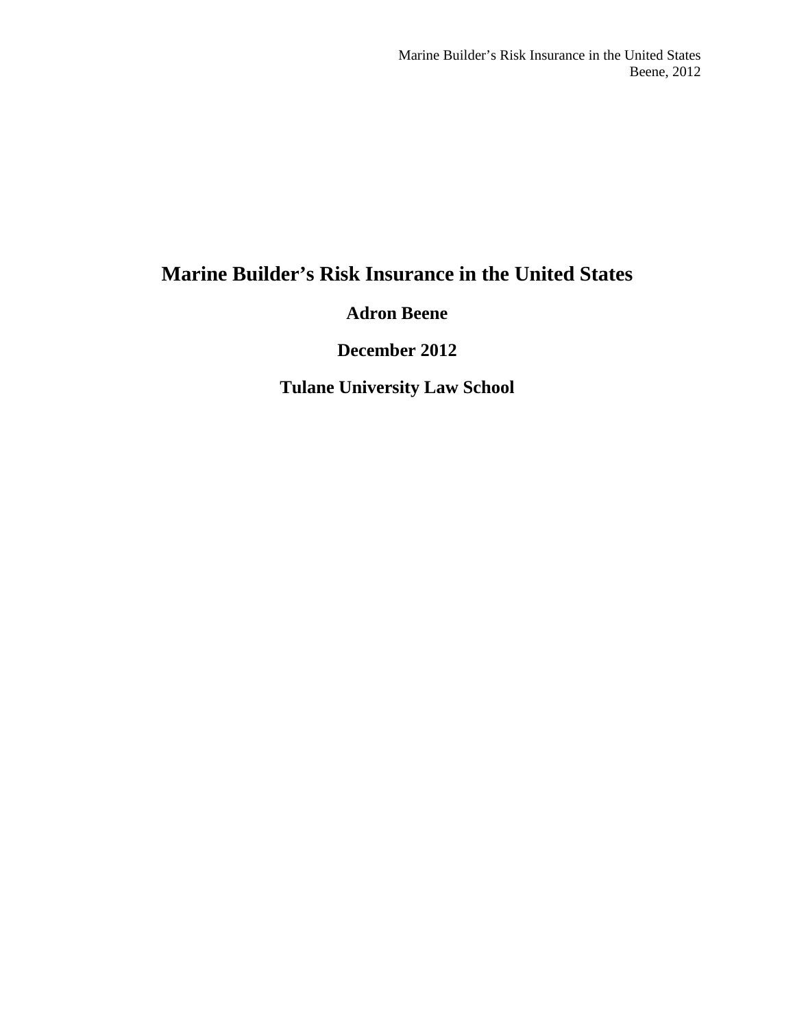# Marine Builder's Risk Insurance in the United States

**Adron Beene**

**December 2012**

**Tulane University Law School**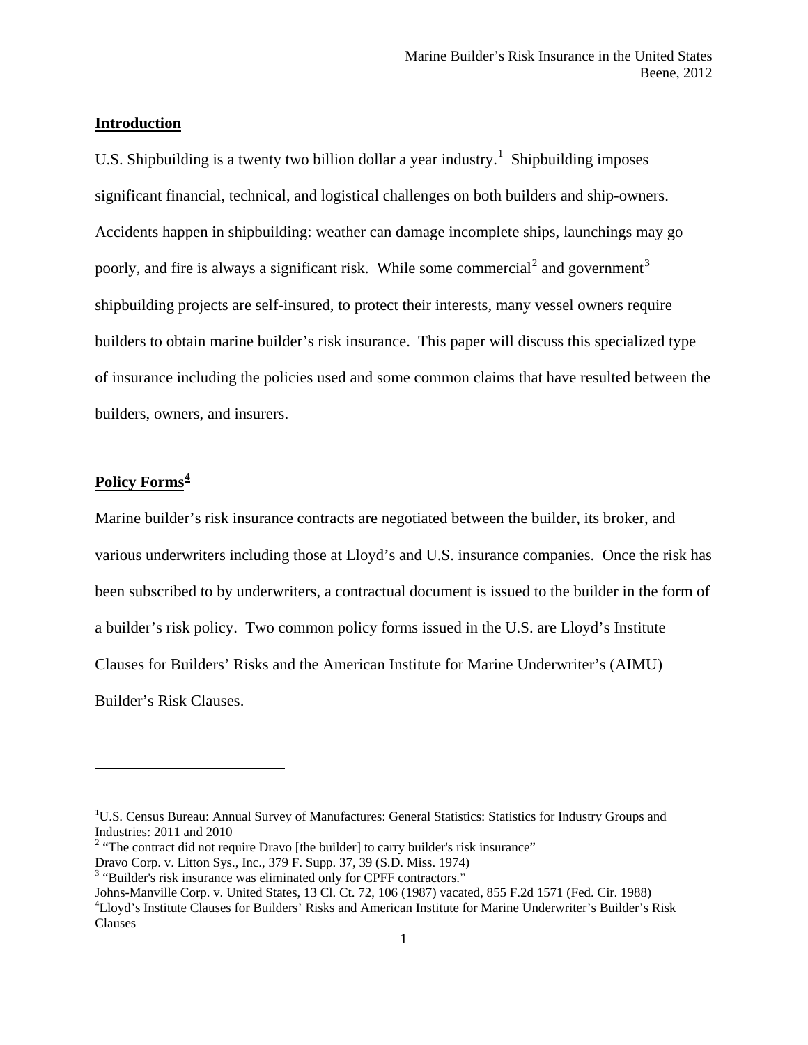## Introduction

U.S. Shipbuilding is a twenty two billion dollar a year industry.[1] Shipbuilding imposes significant financial, technical, and logistical challenges on both builders and ship-owners. Accidents happen in shipbuilding: weather can damage incomplete ships, launchings may go poorly, and fire is always a significant risk. While some commercial[2] and government[3] shipbuilding projects are self-insured, to protect their interests, many vessel owners require builders to obtain marine builder's risk insurance. This paper will discuss this specialized type of insurance including the policies used and some common claims that have resulted between the builders, owners, and insurers.

## Policy Forms[4]

Marine builder's risk insurance contracts are negotiated between the builder, its broker, and various underwriters including those at Lloyd's and U.S. insurance companies. Once the risk has been subscribed to by underwriters, a contractual document is issued to the builder in the form of a builder's risk policy. Two common policy forms issued in the U.S. are Lloyd's Institute Clauses for Builders' Risks and the American Institute for Marine Underwriter's (AIMU) Builder's Risk Clauses.

---

[1]U.S. Census Bureau: Annual Survey of Manufactures: General Statistics: Statistics for Industry Groups and Industries: 2011 and 2010

[2] "The contract did not require Dravo [the builder] to carry builder's risk insurance"
Dravo Corp. v. Litton Sys., Inc., 379 F. Supp. 37, 39 (S.D. Miss. 1974)

[3] "Builder's risk insurance was eliminated only for CPFF contractors."
Johns-Manville Corp. v. United States, 13 Cl. Ct. 72, 106 (1987) vacated, 855 F.2d 1571 (Fed. Cir. 1988)

[4]Lloyd's Institute Clauses for Builders' Risks and American Institute for Marine Underwriter's Builder's Risk Clauses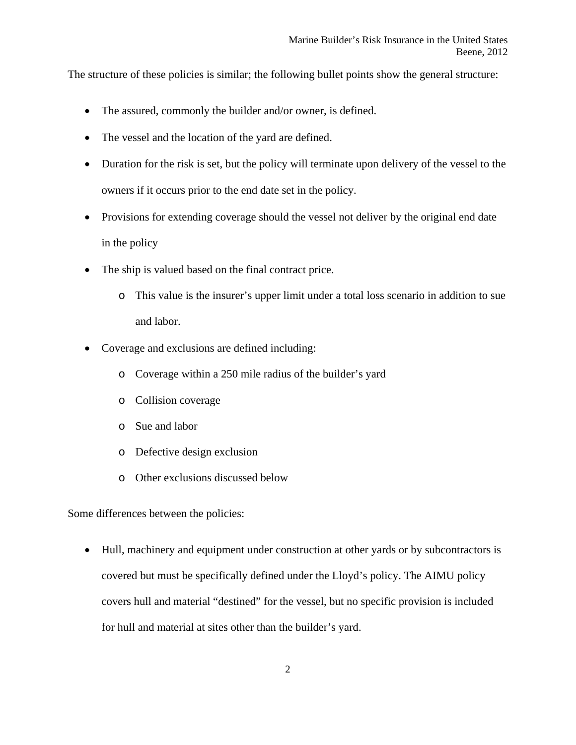The structure of these policies is similar; the following bullet points show the general structure:

- The assured, commonly the builder and/or owner, is defined.
- The vessel and the location of the yard are defined.
- Duration for the risk is set, but the policy will terminate upon delivery of the vessel to the owners if it occurs prior to the end date set in the policy.
- Provisions for extending coverage should the vessel not deliver by the original end date in the policy
- The ship is valued based on the final contract price.
    - This value is the insurer's upper limit under a total loss scenario in addition to sue and labor.
- Coverage and exclusions are defined including:
    - Coverage within a 250 mile radius of the builder's yard
    - Collision coverage
    - Sue and labor
    - Defective design exclusion
    - Other exclusions discussed below

Some differences between the policies:

- Hull, machinery and equipment under construction at other yards or by subcontractors is covered but must be specifically defined under the Lloyd's policy. The AIMU policy covers hull and material "destined" for the vessel, but no specific provision is included for hull and material at sites other than the builder's yard.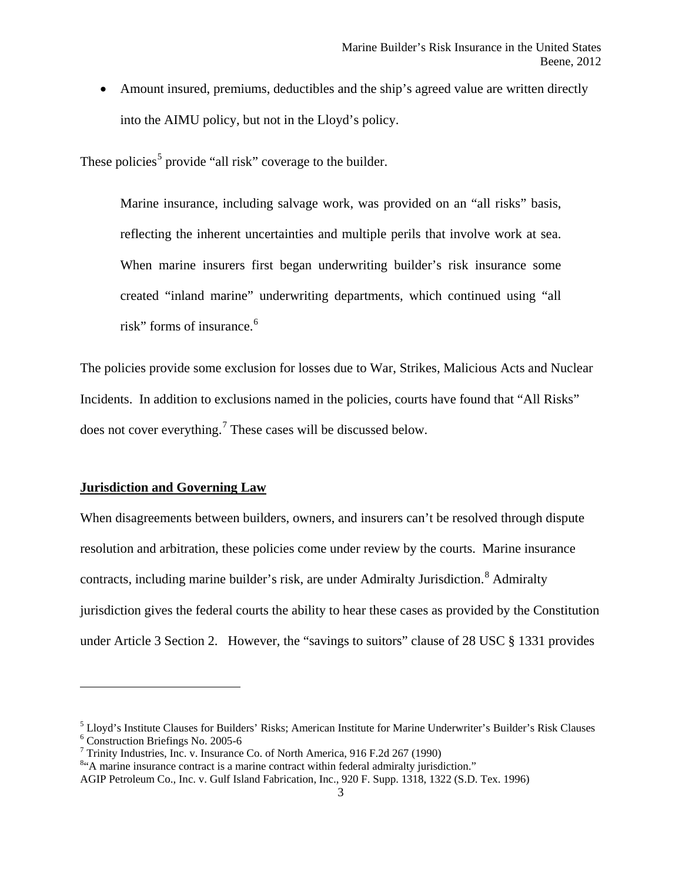- Amount insured, premiums, deductibles and the ship's agreed value are written directly into the AIMU policy, but not in the Lloyd's policy.

These policies[5] provide "all risk" coverage to the builder.

> Marine insurance, including salvage work, was provided on an "all risks" basis, reflecting the inherent uncertainties and multiple perils that involve work at sea. When marine insurers first began underwriting builder's risk insurance some created "inland marine" underwriting departments, which continued using "all risk" forms of insurance.[6]

The policies provide some exclusion for losses due to War, Strikes, Malicious Acts and Nuclear Incidents. In addition to exclusions named in the policies, courts have found that "All Risks" does not cover everything.[7] These cases will be discussed below.

**Jurisdiction and Governing Law**

When disagreements between builders, owners, and insurers can't be resolved through dispute resolution and arbitration, these policies come under review by the courts. Marine insurance contracts, including marine builder's risk, are under Admiralty Jurisdiction.[8] Admiralty jurisdiction gives the federal courts the ability to hear these cases as provided by the Constitution under Article 3 Section 2. However, the "savings to suitors" clause of 28 USC § 1331 provides

---

[5] Lloyd's Institute Clauses for Builders' Risks; American Institute for Marine Underwriter's Builder's Risk Clauses

[6] Construction Briefings No. 2005-6

[7] Trinity Industries, Inc. v. Insurance Co. of North America, 916 F.2d 267 (1990)

[8] "A marine insurance contract is a marine contract within federal admiralty jurisdiction." AGIP Petroleum Co., Inc. v. Gulf Island Fabrication, Inc., 920 F. Supp. 1318, 1322 (S.D. Tex. 1996)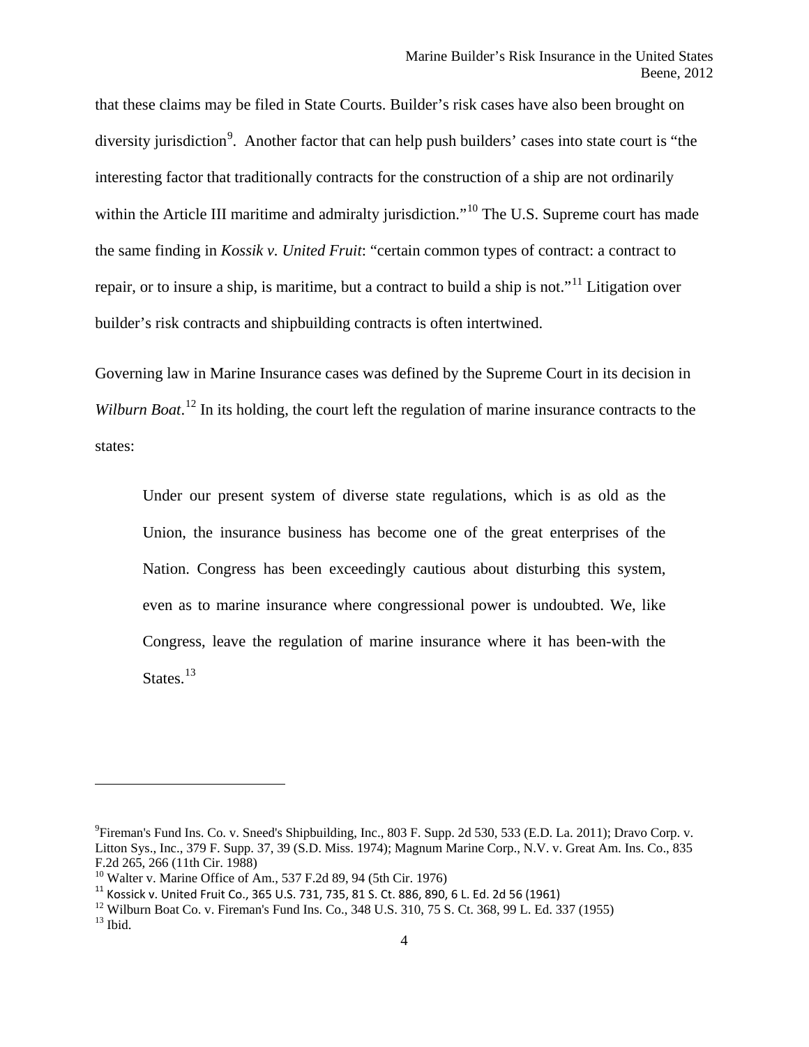that these claims may be filed in State Courts. Builder's risk cases have also been brought on diversity jurisdiction[9]. Another factor that can help push builders' cases into state court is "the interesting factor that traditionally contracts for the construction of a ship are not ordinarily within the Article III maritime and admiralty jurisdiction."[10] The U.S. Supreme court has made the same finding in *Kossik v. United Fruit*: "certain common types of contract: a contract to repair, or to insure a ship, is maritime, but a contract to build a ship is not."[11] Litigation over builder's risk contracts and shipbuilding contracts is often intertwined.

Governing law in Marine Insurance cases was defined by the Supreme Court in its decision in *Wilburn Boat*.[12] In its holding, the court left the regulation of marine insurance contracts to the states:

> Under our present system of diverse state regulations, which is as old as the Union, the insurance business has become one of the great enterprises of the Nation. Congress has been exceedingly cautious about disturbing this system, even as to marine insurance where congressional power is undoubted. We, like Congress, leave the regulation of marine insurance where it has been-with the States.[13]

---

[9] Fireman's Fund Ins. Co. v. Sneed's Shipbuilding, Inc., 803 F. Supp. 2d 530, 533 (E.D. La. 2011); Dravo Corp. v. Litton Sys., Inc., 379 F. Supp. 37, 39 (S.D. Miss. 1974); Magnum Marine Corp., N.V. v. Great Am. Ins. Co., 835 F.2d 265, 266 (11th Cir. 1988)

[10] Walter v. Marine Office of Am., 537 F.2d 89, 94 (5th Cir. 1976)

[11] Kossick v. United Fruit Co., 365 U.S. 731, 735, 81 S. Ct. 886, 890, 6 L. Ed. 2d 56 (1961)

[12] Wilburn Boat Co. v. Fireman's Fund Ins. Co., 348 U.S. 310, 75 S. Ct. 368, 99 L. Ed. 337 (1955)

[13] Ibid.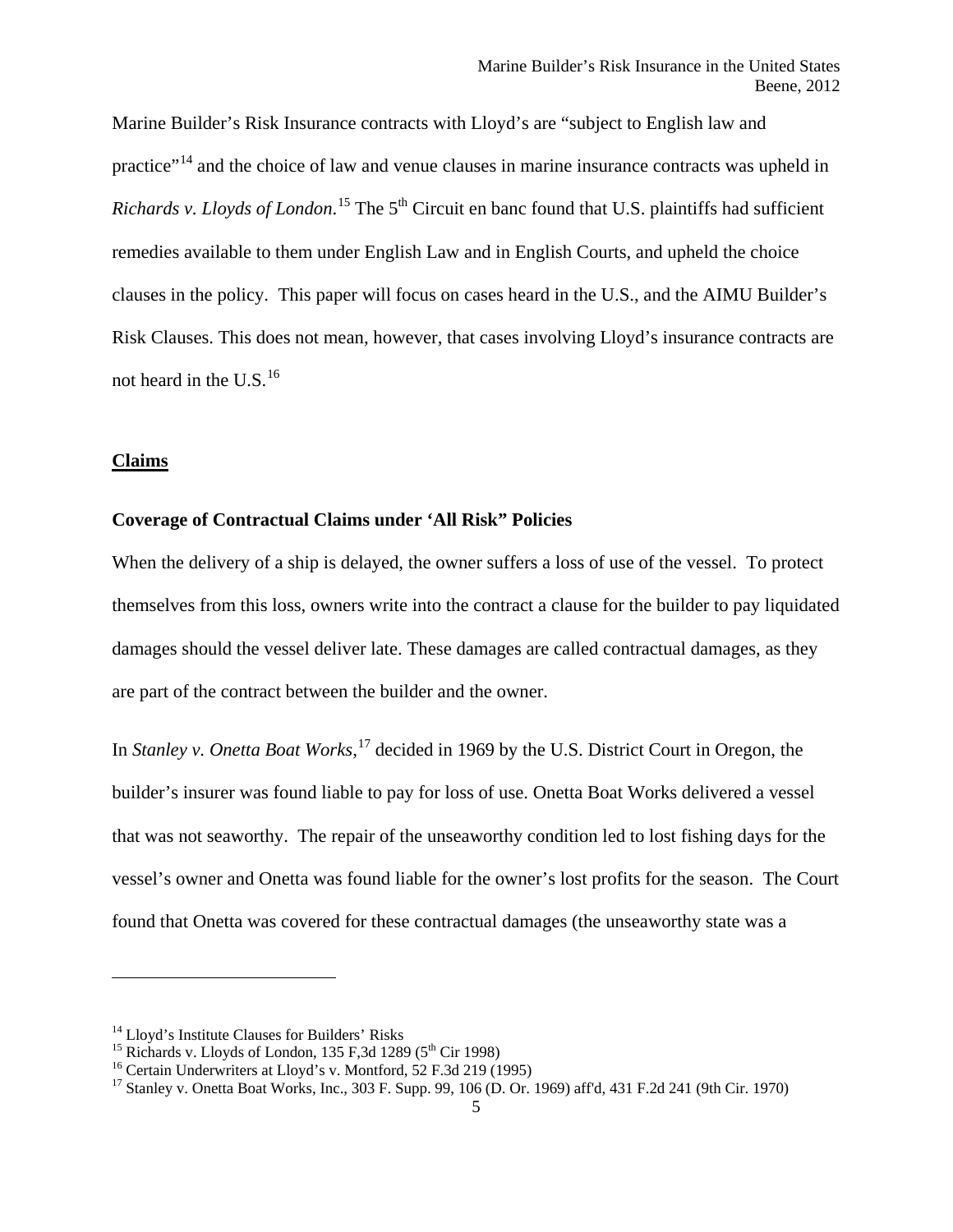Marine Builder's Risk Insurance contracts with Lloyd's are "subject to English law and practice"[14] and the choice of law and venue clauses in marine insurance contracts was upheld in *Richards v. Lloyds of London.*[15] The 5th Circuit en banc found that U.S. plaintiffs had sufficient remedies available to them under English Law and in English Courts, and upheld the choice clauses in the policy. This paper will focus on cases heard in the U.S., and the AIMU Builder's Risk Clauses. This does not mean, however, that cases involving Lloyd's insurance contracts are not heard in the U.S.[16]

## Claims

### Coverage of Contractual Claims under 'All Risk" Policies

When the delivery of a ship is delayed, the owner suffers a loss of use of the vessel. To protect themselves from this loss, owners write into the contract a clause for the builder to pay liquidated damages should the vessel deliver late. These damages are called contractual damages, as they are part of the contract between the builder and the owner.

In *Stanley v. Onetta Boat Works*,[17] decided in 1969 by the U.S. District Court in Oregon, the builder's insurer was found liable to pay for loss of use. Onetta Boat Works delivered a vessel that was not seaworthy. The repair of the unseaworthy condition led to lost fishing days for the vessel's owner and Onetta was found liable for the owner's lost profits for the season. The Court found that Onetta was covered for these contractual damages (the unseaworthy state was a

---

[14] Lloyd's Institute Clauses for Builders' Risks

[15] Richards v. Lloyds of London, 135 F,3d 1289 (5th Cir 1998)

[16] Certain Underwriters at Lloyd's v. Montford, 52 F.3d 219 (1995)

[17] Stanley v. Onetta Boat Works, Inc., 303 F. Supp. 99, 106 (D. Or. 1969) aff'd, 431 F.2d 241 (9th Cir. 1970)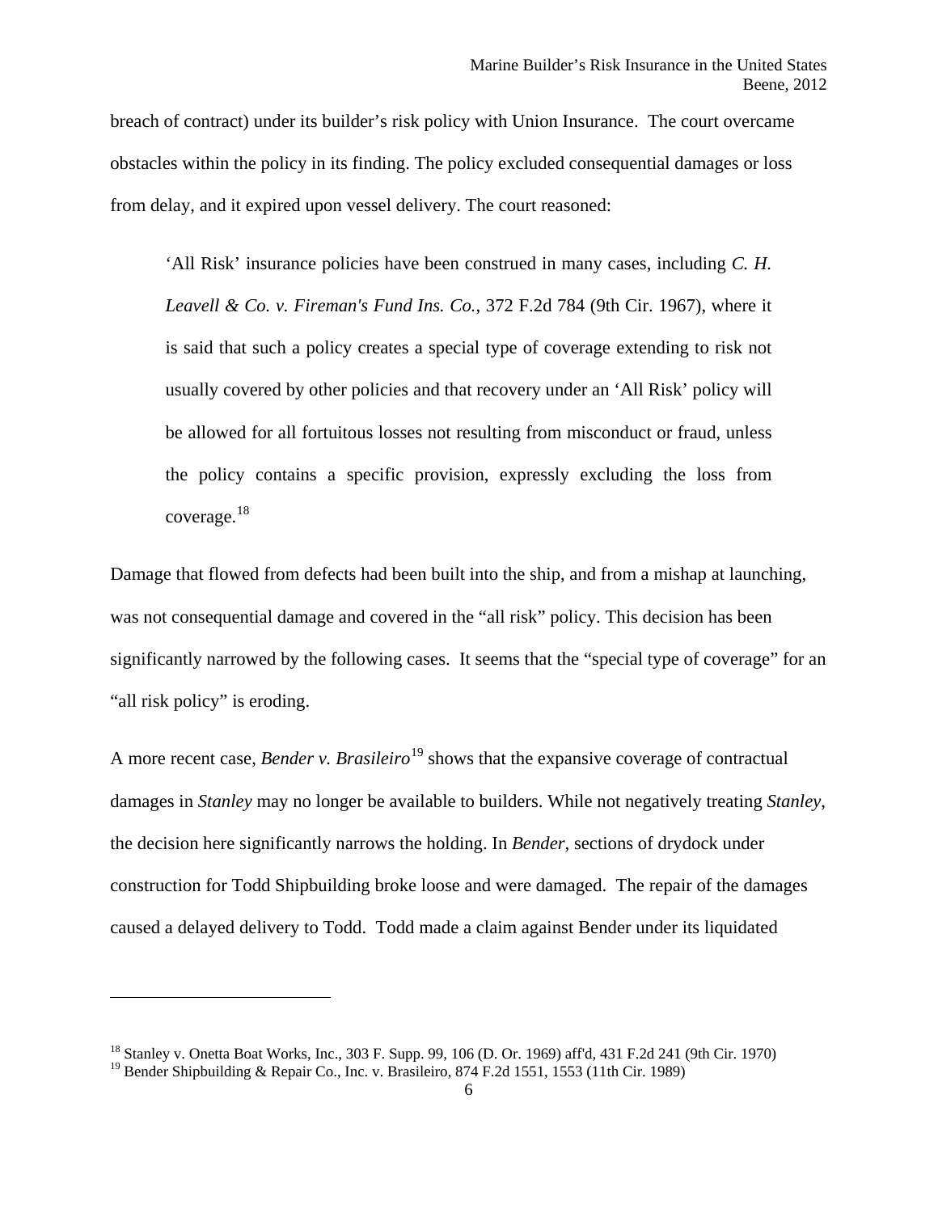breach of contract) under its builder's risk policy with Union Insurance. The court overcame obstacles within the policy in its finding. The policy excluded consequential damages or loss from delay, and it expired upon vessel delivery. The court reasoned:

> 'All Risk' insurance policies have been construed in many cases, including *C. H. Leavell & Co. v. Fireman's Fund Ins. Co.*, 372 F.2d 784 (9th Cir. 1967), where it is said that such a policy creates a special type of coverage extending to risk not usually covered by other policies and that recovery under an 'All Risk' policy will be allowed for all fortuitous losses not resulting from misconduct or fraud, unless the policy contains a specific provision, expressly excluding the loss from coverage.[18]

Damage that flowed from defects had been built into the ship, and from a mishap at launching, was not consequential damage and covered in the "all risk" policy. This decision has been significantly narrowed by the following cases. It seems that the "special type of coverage" for an "all risk policy" is eroding.

A more recent case, *Bender v. Brasileiro*[19] shows that the expansive coverage of contractual damages in *Stanley* may no longer be available to builders. While not negatively treating *Stanley*, the decision here significantly narrows the holding. In *Bender*, sections of drydock under construction for Todd Shipbuilding broke loose and were damaged. The repair of the damages caused a delayed delivery to Todd. Todd made a claim against Bender under its liquidated

---

[18] Stanley v. Onetta Boat Works, Inc., 303 F. Supp. 99, 106 (D. Or. 1969) aff'd, 431 F.2d 241 (9th Cir. 1970)

[19] Bender Shipbuilding & Repair Co., Inc. v. Brasileiro, 874 F.2d 1551, 1553 (11th Cir. 1989)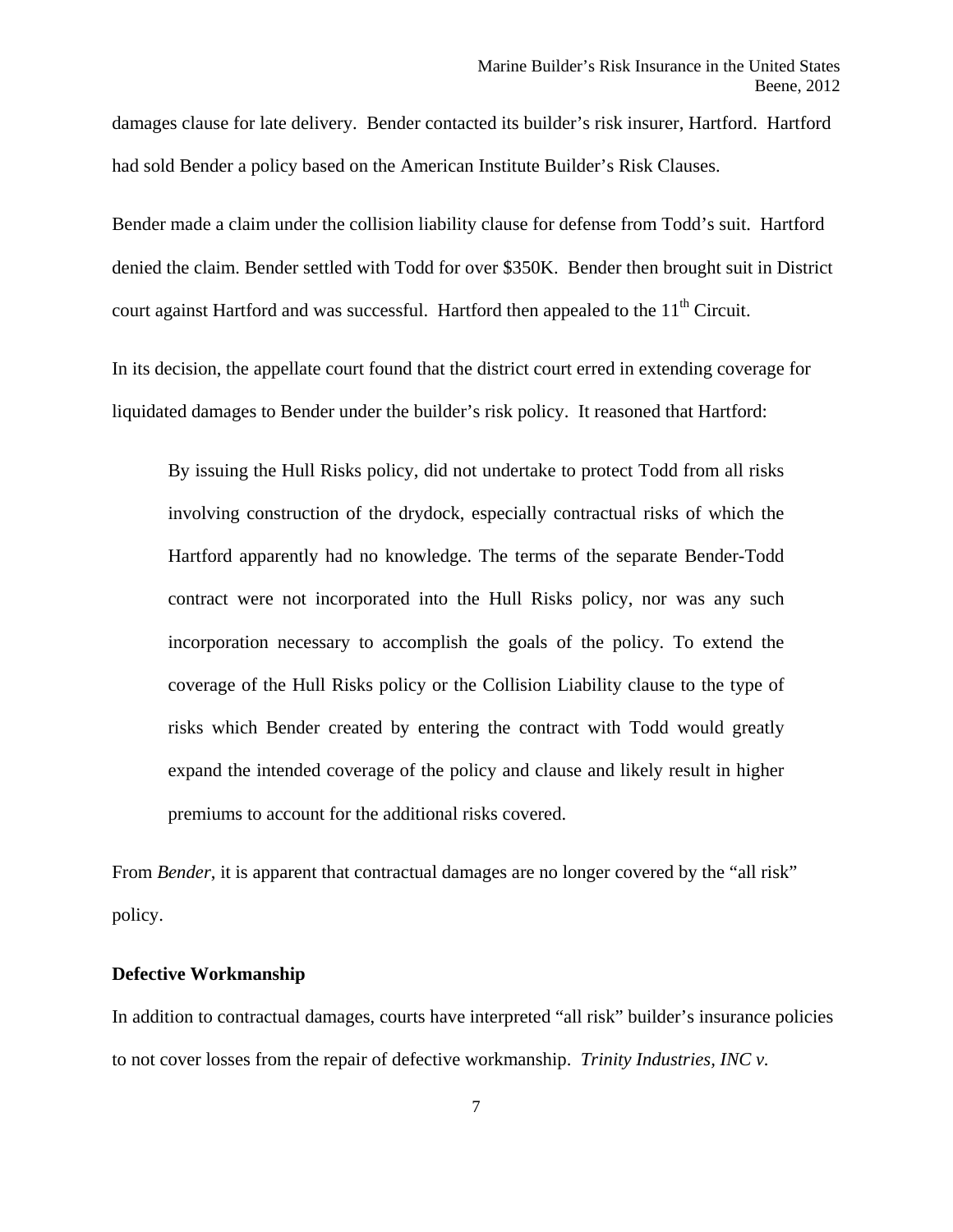damages clause for late delivery. Bender contacted its builder's risk insurer, Hartford. Hartford had sold Bender a policy based on the American Institute Builder's Risk Clauses.

Bender made a claim under the collision liability clause for defense from Todd's suit. Hartford denied the claim. Bender settled with Todd for over $350K. Bender then brought suit in District court against Hartford and was successful. Hartford then appealed to the 11th Circuit.

In its decision, the appellate court found that the district court erred in extending coverage for liquidated damages to Bender under the builder's risk policy. It reasoned that Hartford:

> By issuing the Hull Risks policy, did not undertake to protect Todd from all risks involving construction of the drydock, especially contractual risks of which the Hartford apparently had no knowledge. The terms of the separate Bender-Todd contract were not incorporated into the Hull Risks policy, nor was any such incorporation necessary to accomplish the goals of the policy. To extend the coverage of the Hull Risks policy or the Collision Liability clause to the type of risks which Bender created by entering the contract with Todd would greatly expand the intended coverage of the policy and clause and likely result in higher premiums to account for the additional risks covered.

From *Bender*, it is apparent that contractual damages are no longer covered by the "all risk" policy.

**Defective Workmanship**

In addition to contractual damages, courts have interpreted "all risk" builder's insurance policies to not cover losses from the repair of defective workmanship. *Trinity Industries, INC v.*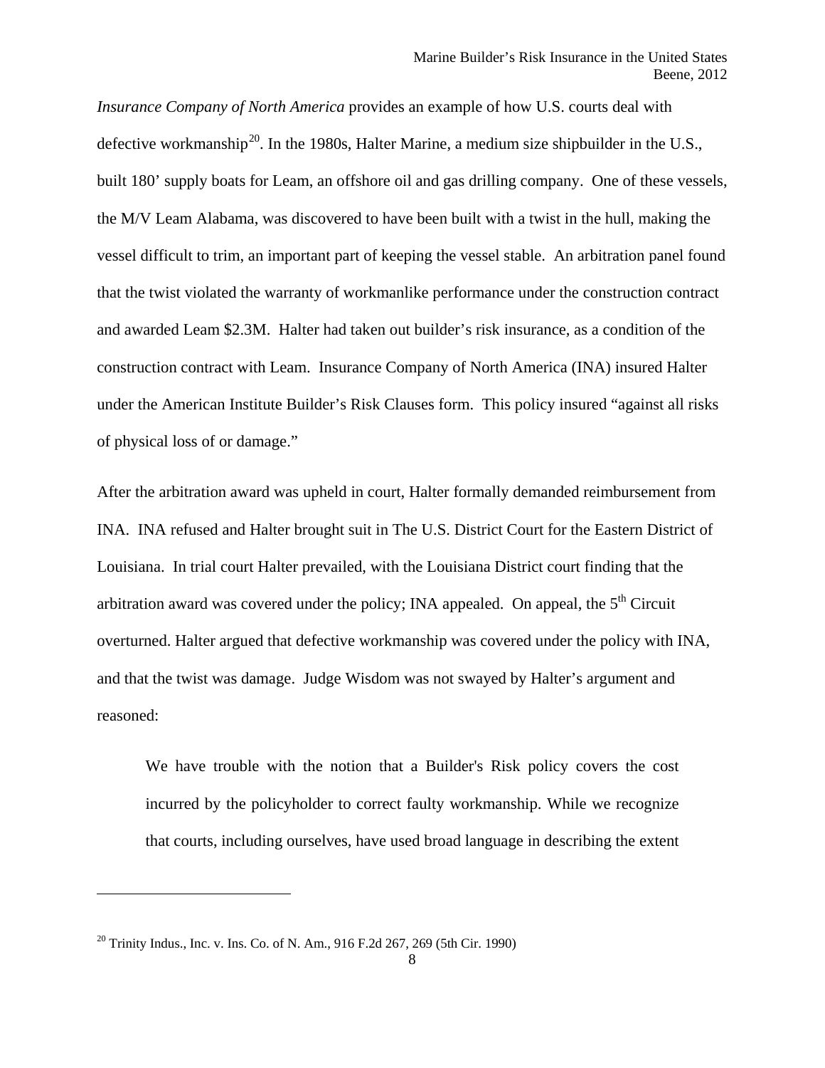*Insurance Company of North America* provides an example of how U.S. courts deal with defective workmanship[20]. In the 1980s, Halter Marine, a medium size shipbuilder in the U.S., built 180' supply boats for Leam, an offshore oil and gas drilling company. One of these vessels, the M/V Leam Alabama, was discovered to have been built with a twist in the hull, making the vessel difficult to trim, an important part of keeping the vessel stable. An arbitration panel found that the twist violated the warranty of workmanlike performance under the construction contract and awarded Leam $2.3M. Halter had taken out builder's risk insurance, as a condition of the construction contract with Leam. Insurance Company of North America (INA) insured Halter under the American Institute Builder's Risk Clauses form. This policy insured "against all risks of physical loss of or damage."

After the arbitration award was upheld in court, Halter formally demanded reimbursement from INA. INA refused and Halter brought suit in The U.S. District Court for the Eastern District of Louisiana. In trial court Halter prevailed, with the Louisiana District court finding that the arbitration award was covered under the policy; INA appealed. On appeal, the 5th Circuit overturned. Halter argued that defective workmanship was covered under the policy with INA, and that the twist was damage. Judge Wisdom was not swayed by Halter's argument and reasoned:

> We have trouble with the notion that a Builder's Risk policy covers the cost incurred by the policyholder to correct faulty workmanship. While we recognize that courts, including ourselves, have used broad language in describing the extent

---

[20] Trinity Indus., Inc. v. Ins. Co. of N. Am., 916 F.2d 267, 269 (5th Cir. 1990)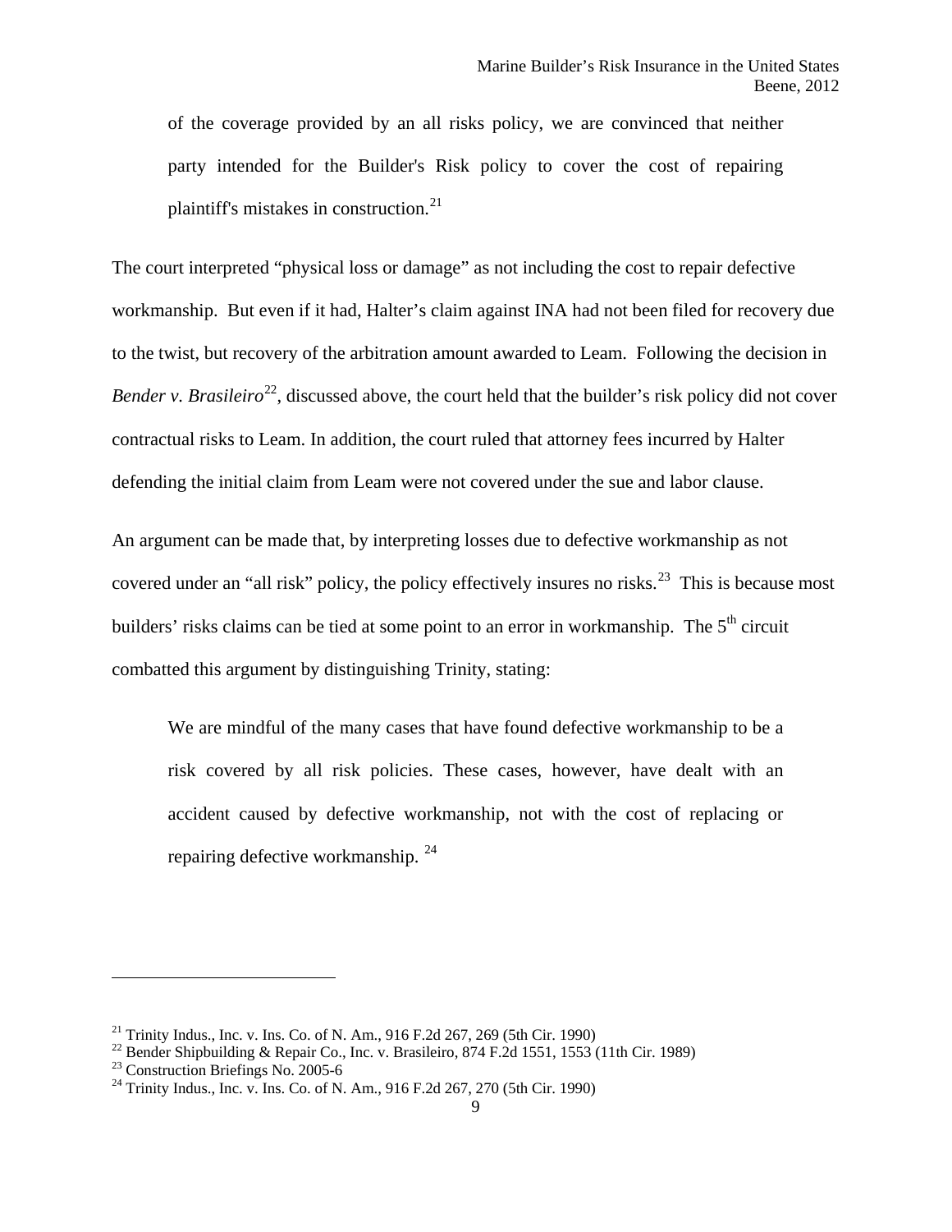> of the coverage provided by an all risks policy, we are convinced that neither party intended for the Builder's Risk policy to cover the cost of repairing plaintiff's mistakes in construction.[21]

The court interpreted “physical loss or damage” as not including the cost to repair defective workmanship. But even if it had, Halter’s claim against INA had not been filed for recovery due to the twist, but recovery of the arbitration amount awarded to Leam. Following the decision in *Bender v. Brasileiro*[22], discussed above, the court held that the builder’s risk policy did not cover contractual risks to Leam. In addition, the court ruled that attorney fees incurred by Halter defending the initial claim from Leam were not covered under the sue and labor clause.

An argument can be made that, by interpreting losses due to defective workmanship as not covered under an “all risk” policy, the policy effectively insures no risks.[23] This is because most builders’ risks claims can be tied at some point to an error in workmanship. The 5th circuit combatted this argument by distinguishing Trinity, stating:

> We are mindful of the many cases that have found defective workmanship to be a risk covered by all risk policies. These cases, however, have dealt with an accident caused by defective workmanship, not with the cost of replacing or repairing defective workmanship. [24]

---

[21] Trinity Indus., Inc. v. Ins. Co. of N. Am., 916 F.2d 267, 269 (5th Cir. 1990)
[22] Bender Shipbuilding & Repair Co., Inc. v. Brasileiro, 874 F.2d 1551, 1553 (11th Cir. 1989)
[23] Construction Briefings No. 2005-6
[24] Trinity Indus., Inc. v. Ins. Co. of N. Am., 916 F.2d 267, 270 (5th Cir. 1990)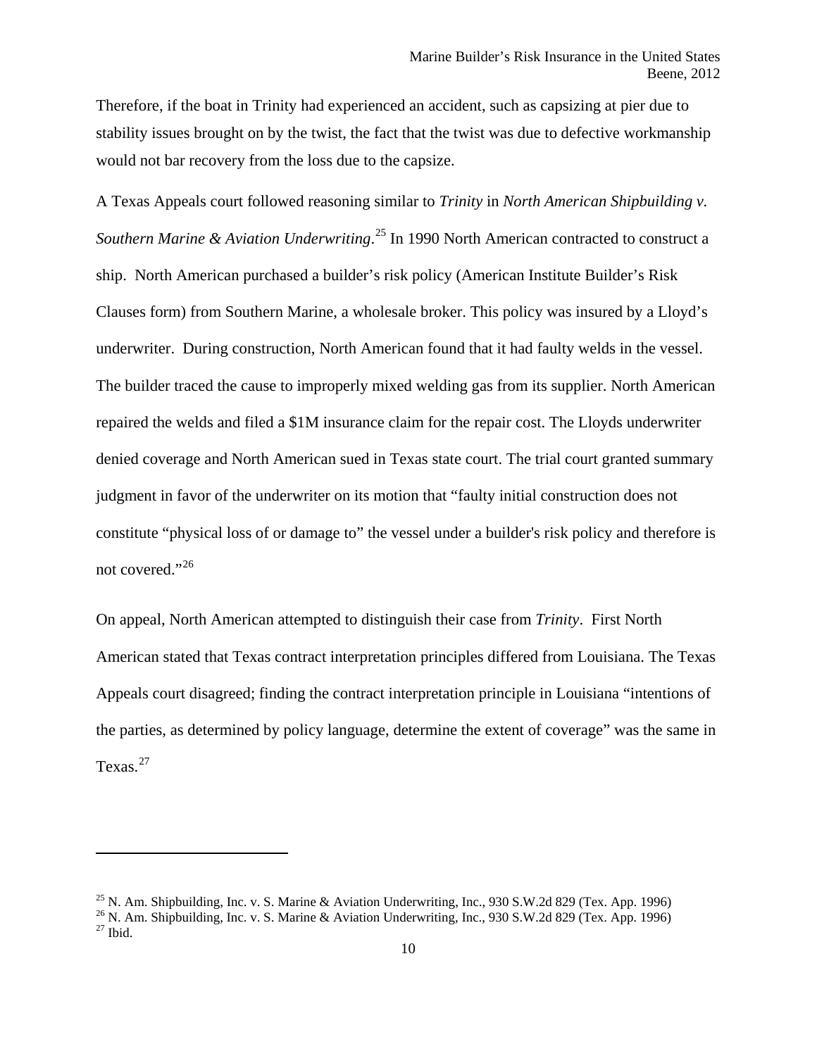Therefore, if the boat in Trinity had experienced an accident, such as capsizing at pier due to stability issues brought on by the twist, the fact that the twist was due to defective workmanship would not bar recovery from the loss due to the capsize.

A Texas Appeals court followed reasoning similar to *Trinity* in *North American Shipbuilding v. Southern Marine & Aviation Underwriting*.[25] In 1990 North American contracted to construct a ship. North American purchased a builder's risk policy (American Institute Builder's Risk Clauses form) from Southern Marine, a wholesale broker. This policy was insured by a Lloyd's underwriter. During construction, North American found that it had faulty welds in the vessel. The builder traced the cause to improperly mixed welding gas from its supplier. North American repaired the welds and filed a $1M insurance claim for the repair cost. The Lloyds underwriter denied coverage and North American sued in Texas state court. The trial court granted summary judgment in favor of the underwriter on its motion that "faulty initial construction does not constitute "physical loss of or damage to" the vessel under a builder's risk policy and therefore is not covered."[26]

On appeal, North American attempted to distinguish their case from *Trinity*. First North American stated that Texas contract interpretation principles differed from Louisiana. The Texas Appeals court disagreed; finding the contract interpretation principle in Louisiana "intentions of the parties, as determined by policy language, determine the extent of coverage" was the same in Texas.[27]

---

[25] N. Am. Shipbuilding, Inc. v. S. Marine & Aviation Underwriting, Inc., 930 S.W.2d 829 (Tex. App. 1996)
[26] N. Am. Shipbuilding, Inc. v. S. Marine & Aviation Underwriting, Inc., 930 S.W.2d 829 (Tex. App. 1996)
[27] Ibid.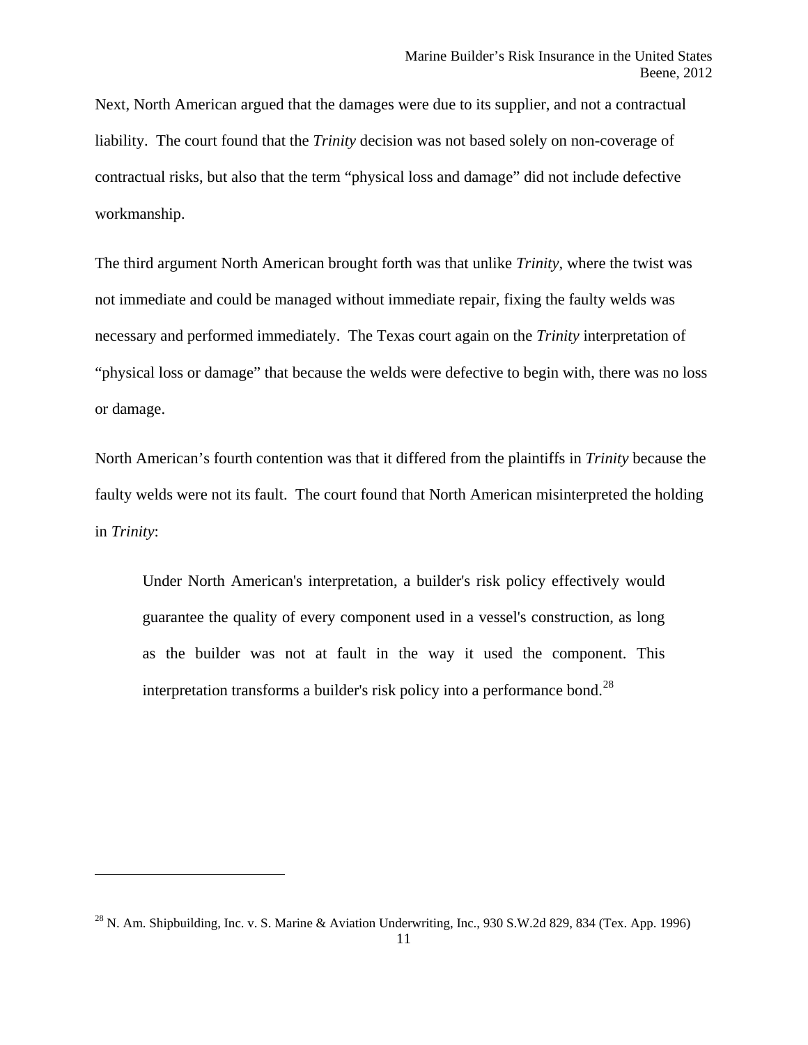Next, North American argued that the damages were due to its supplier, and not a contractual liability. The court found that the *Trinity* decision was not based solely on non-coverage of contractual risks, but also that the term "physical loss and damage" did not include defective workmanship.

The third argument North American brought forth was that unlike *Trinity*, where the twist was not immediate and could be managed without immediate repair, fixing the faulty welds was necessary and performed immediately. The Texas court again on the *Trinity* interpretation of "physical loss or damage" that because the welds were defective to begin with, there was no loss or damage.

North American's fourth contention was that it differed from the plaintiffs in *Trinity* because the faulty welds were not its fault. The court found that North American misinterpreted the holding in *Trinity*:

> Under North American's interpretation, a builder's risk policy effectively would guarantee the quality of every component used in a vessel's construction, as long as the builder was not at fault in the way it used the component. This interpretation transforms a builder's risk policy into a performance bond.[28]

---

[28] N. Am. Shipbuilding, Inc. v. S. Marine & Aviation Underwriting, Inc., 930 S.W.2d 829, 834 (Tex. App. 1996)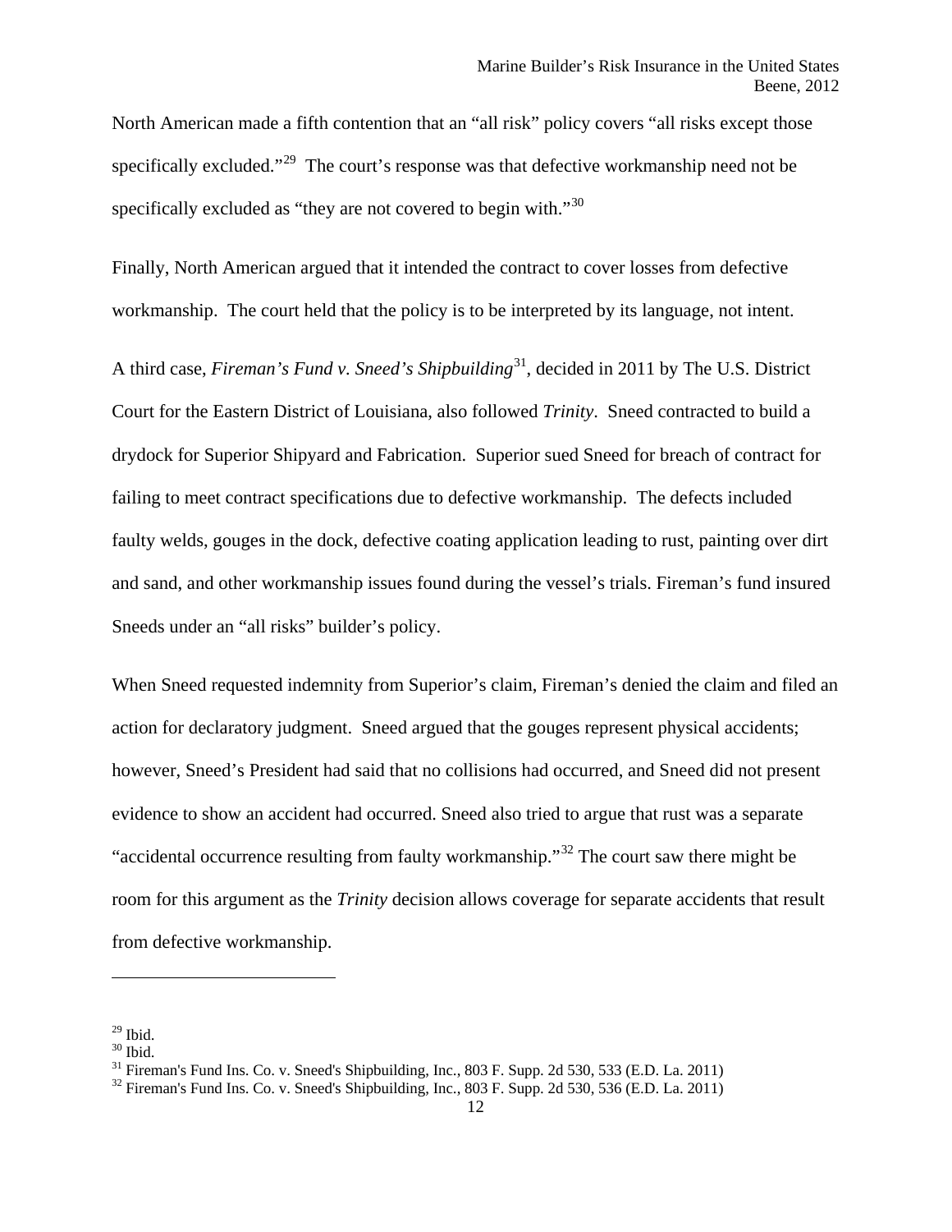North American made a fifth contention that an "all risk" policy covers "all risks except those specifically excluded."[29] The court's response was that defective workmanship need not be specifically excluded as "they are not covered to begin with."[30]

Finally, North American argued that it intended the contract to cover losses from defective workmanship. The court held that the policy is to be interpreted by its language, not intent.

A third case, *Fireman's Fund v. Sneed's Shipbuilding*[31], decided in 2011 by The U.S. District Court for the Eastern District of Louisiana, also followed *Trinity*. Sneed contracted to build a drydock for Superior Shipyard and Fabrication. Superior sued Sneed for breach of contract for failing to meet contract specifications due to defective workmanship. The defects included faulty welds, gouges in the dock, defective coating application leading to rust, painting over dirt and sand, and other workmanship issues found during the vessel's trials. Fireman's fund insured Sneeds under an "all risks" builder's policy.

When Sneed requested indemnity from Superior's claim, Fireman's denied the claim and filed an action for declaratory judgment. Sneed argued that the gouges represent physical accidents; however, Sneed's President had said that no collisions had occurred, and Sneed did not present evidence to show an accident had occurred. Sneed also tried to argue that rust was a separate "accidental occurrence resulting from faulty workmanship."[32] The court saw there might be room for this argument as the *Trinity* decision allows coverage for separate accidents that result from defective workmanship.

---

[29] Ibid.
[30] Ibid.
[31] Fireman's Fund Ins. Co. v. Sneed's Shipbuilding, Inc., 803 F. Supp. 2d 530, 533 (E.D. La. 2011)
[32] Fireman's Fund Ins. Co. v. Sneed's Shipbuilding, Inc., 803 F. Supp. 2d 530, 536 (E.D. La. 2011)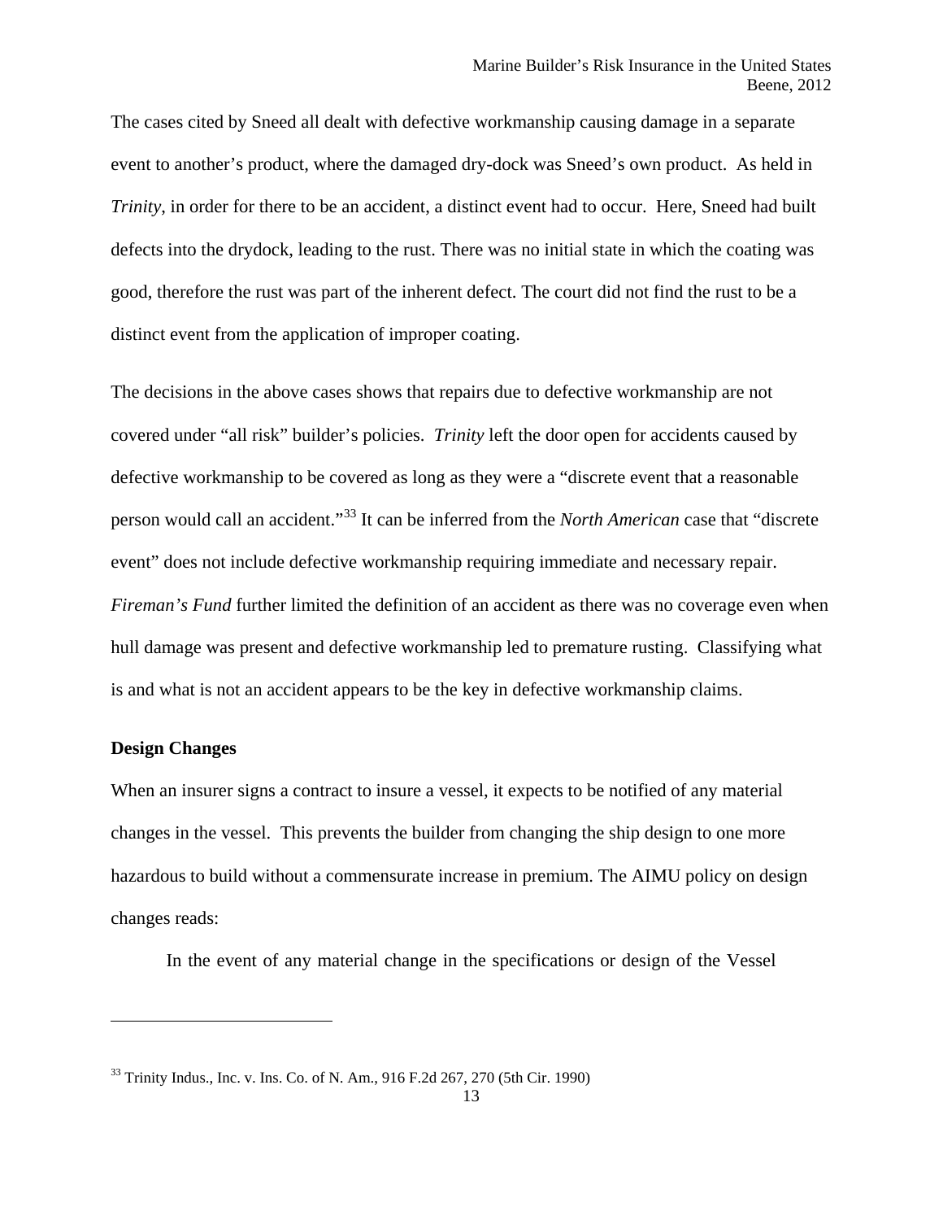The cases cited by Sneed all dealt with defective workmanship causing damage in a separate event to another's product, where the damaged dry-dock was Sneed's own product. As held in *Trinity*, in order for there to be an accident, a distinct event had to occur. Here, Sneed had built defects into the drydock, leading to the rust. There was no initial state in which the coating was good, therefore the rust was part of the inherent defect. The court did not find the rust to be a distinct event from the application of improper coating.

The decisions in the above cases shows that repairs due to defective workmanship are not covered under "all risk" builder's policies. *Trinity* left the door open for accidents caused by defective workmanship to be covered as long as they were a "discrete event that a reasonable person would call an accident."[33] It can be inferred from the *North American* case that "discrete event" does not include defective workmanship requiring immediate and necessary repair. *Fireman's Fund* further limited the definition of an accident as there was no coverage even when hull damage was present and defective workmanship led to premature rusting. Classifying what is and what is not an accident appears to be the key in defective workmanship claims.

**Design Changes**

When an insurer signs a contract to insure a vessel, it expects to be notified of any material changes in the vessel. This prevents the builder from changing the ship design to one more hazardous to build without a commensurate increase in premium. The AIMU policy on design changes reads:

> In the event of any material change in the specifications or design of the Vessel

---

[33] Trinity Indus., Inc. v. Ins. Co. of N. Am., 916 F.2d 267, 270 (5th Cir. 1990)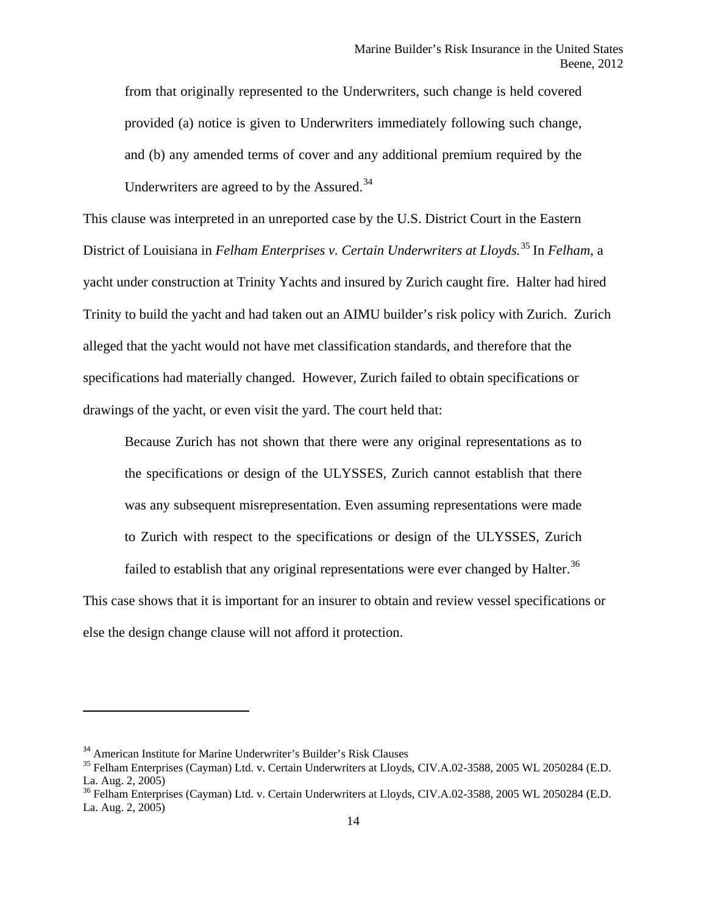> from that originally represented to the Underwriters, such change is held covered provided (a) notice is given to Underwriters immediately following such change, and (b) any amended terms of cover and any additional premium required by the Underwriters are agreed to by the Assured.[34]

This clause was interpreted in an unreported case by the U.S. District Court in the Eastern District of Louisiana in *Felham Enterprises v. Certain Underwriters at Lloyds.*[35] In *Felham*, a yacht under construction at Trinity Yachts and insured by Zurich caught fire. Halter had hired Trinity to build the yacht and had taken out an AIMU builder's risk policy with Zurich. Zurich alleged that the yacht would not have met classification standards, and therefore that the specifications had materially changed. However, Zurich failed to obtain specifications or drawings of the yacht, or even visit the yard. The court held that:

> Because Zurich has not shown that there were any original representations as to the specifications or design of the ULYSSES, Zurich cannot establish that there was any subsequent misrepresentation. Even assuming representations were made to Zurich with respect to the specifications or design of the ULYSSES, Zurich failed to establish that any original representations were ever changed by Halter.[36]

This case shows that it is important for an insurer to obtain and review vessel specifications or else the design change clause will not afford it protection.

---

[34] American Institute for Marine Underwriter's Builder's Risk Clauses

[35] Felham Enterprises (Cayman) Ltd. v. Certain Underwriters at Lloyds, CIV.A.02-3588, 2005 WL 2050284 (E.D. La. Aug. 2, 2005)

[36] Felham Enterprises (Cayman) Ltd. v. Certain Underwriters at Lloyds, CIV.A.02-3588, 2005 WL 2050284 (E.D. La. Aug. 2, 2005)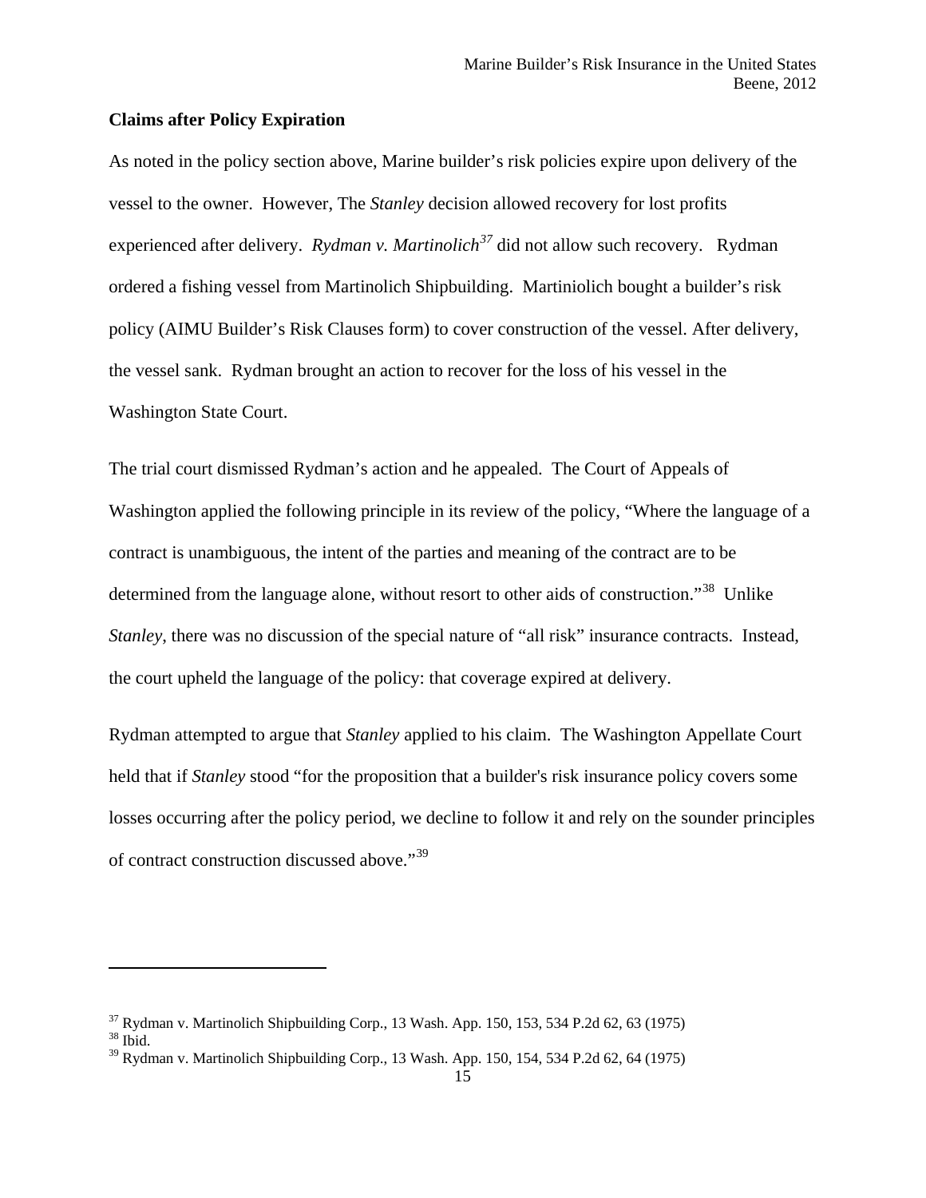**Claims after Policy Expiration**

As noted in the policy section above, Marine builder's risk policies expire upon delivery of the vessel to the owner. However, The *Stanley* decision allowed recovery for lost profits experienced after delivery. *Rydman v. Martinolich*[37] did not allow such recovery. Rydman ordered a fishing vessel from Martinolich Shipbuilding. Martiniolich bought a builder's risk policy (AIMU Builder's Risk Clauses form) to cover construction of the vessel. After delivery, the vessel sank. Rydman brought an action to recover for the loss of his vessel in the Washington State Court.

The trial court dismissed Rydman's action and he appealed. The Court of Appeals of Washington applied the following principle in its review of the policy, "Where the language of a contract is unambiguous, the intent of the parties and meaning of the contract are to be determined from the language alone, without resort to other aids of construction."[38] Unlike *Stanley*, there was no discussion of the special nature of "all risk" insurance contracts. Instead, the court upheld the language of the policy: that coverage expired at delivery.

Rydman attempted to argue that *Stanley* applied to his claim. The Washington Appellate Court held that if *Stanley* stood "for the proposition that a builder's risk insurance policy covers some losses occurring after the policy period, we decline to follow it and rely on the sounder principles of contract construction discussed above."[39]

---

[37] Rydman v. Martinolich Shipbuilding Corp., 13 Wash. App. 150, 153, 534 P.2d 62, 63 (1975)
[38] Ibid.
[39] Rydman v. Martinolich Shipbuilding Corp., 13 Wash. App. 150, 154, 534 P.2d 62, 64 (1975)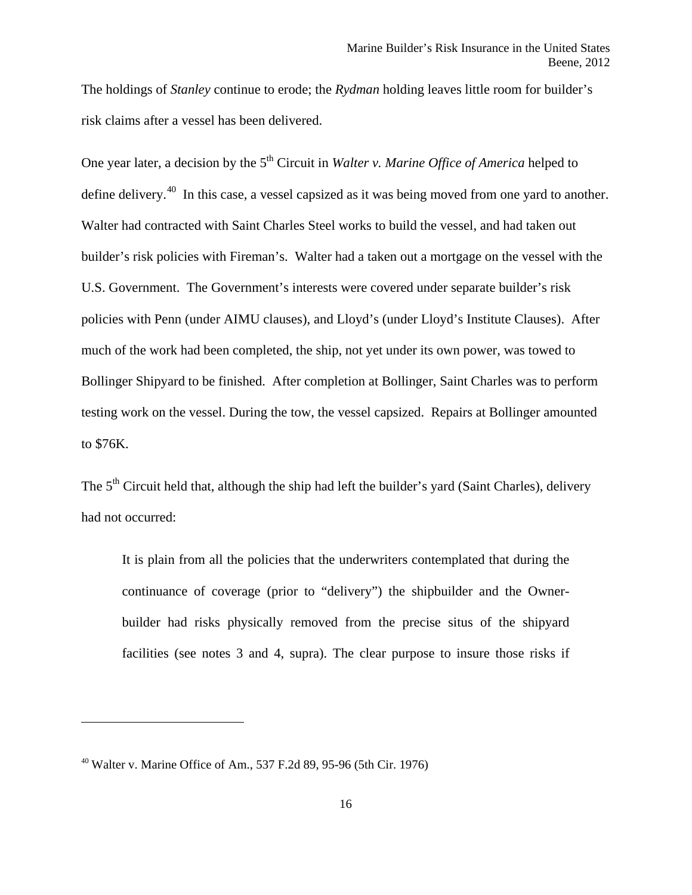The holdings of *Stanley* continue to erode; the *Rydman* holding leaves little room for builder's risk claims after a vessel has been delivered.

One year later, a decision by the 5th Circuit in *Walter v. Marine Office of America* helped to define delivery.[40] In this case, a vessel capsized as it was being moved from one yard to another. Walter had contracted with Saint Charles Steel works to build the vessel, and had taken out builder's risk policies with Fireman's. Walter had a taken out a mortgage on the vessel with the U.S. Government. The Government's interests were covered under separate builder's risk policies with Penn (under AIMU clauses), and Lloyd's (under Lloyd's Institute Clauses). After much of the work had been completed, the ship, not yet under its own power, was towed to Bollinger Shipyard to be finished. After completion at Bollinger, Saint Charles was to perform testing work on the vessel. During the tow, the vessel capsized. Repairs at Bollinger amounted to $76K.

The 5th Circuit held that, although the ship had left the builder's yard (Saint Charles), delivery had not occurred:

> It is plain from all the policies that the underwriters contemplated that during the continuance of coverage (prior to "delivery") the shipbuilder and the Owner-builder had risks physically removed from the precise situs of the shipyard facilities (see notes 3 and 4, supra). The clear purpose to insure those risks if

---

[40] Walter v. Marine Office of Am., 537 F.2d 89, 95-96 (5th Cir. 1976)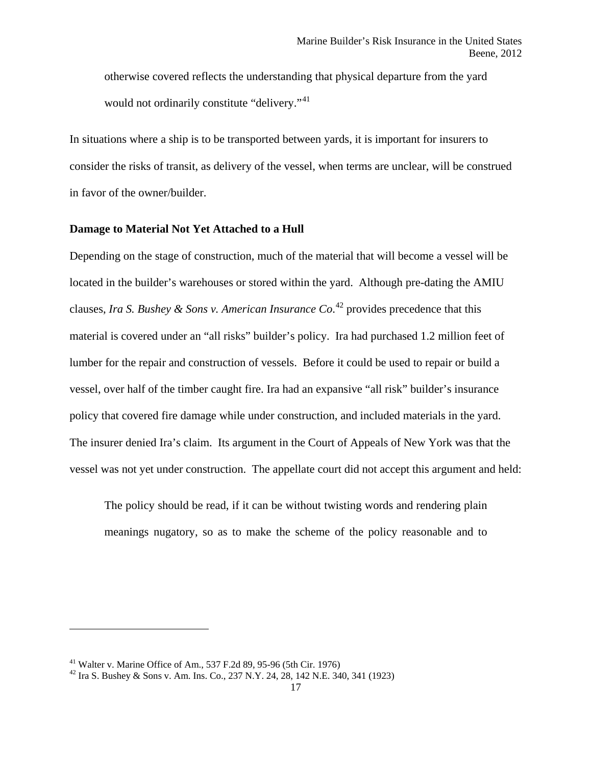> otherwise covered reflects the understanding that physical departure from the yard would not ordinarily constitute "delivery."[41]

In situations where a ship is to be transported between yards, it is important for insurers to consider the risks of transit, as delivery of the vessel, when terms are unclear, will be construed in favor of the owner/builder.

**Damage to Material Not Yet Attached to a Hull**

Depending on the stage of construction, much of the material that will become a vessel will be located in the builder's warehouses or stored within the yard. Although pre-dating the AMIU clauses, *Ira S. Bushey & Sons v. American Insurance Co.*[42] provides precedence that this material is covered under an "all risks" builder's policy. Ira had purchased 1.2 million feet of lumber for the repair and construction of vessels. Before it could be used to repair or build a vessel, over half of the timber caught fire. Ira had an expansive "all risk" builder's insurance policy that covered fire damage while under construction, and included materials in the yard. The insurer denied Ira's claim. Its argument in the Court of Appeals of New York was that the vessel was not yet under construction. The appellate court did not accept this argument and held:

> The policy should be read, if it can be without twisting words and rendering plain meanings nugatory, so as to make the scheme of the policy reasonable and to

---

[41] Walter v. Marine Office of Am., 537 F.2d 89, 95-96 (5th Cir. 1976)

[42] Ira S. Bushey & Sons v. Am. Ins. Co., 237 N.Y. 24, 28, 142 N.E. 340, 341 (1923)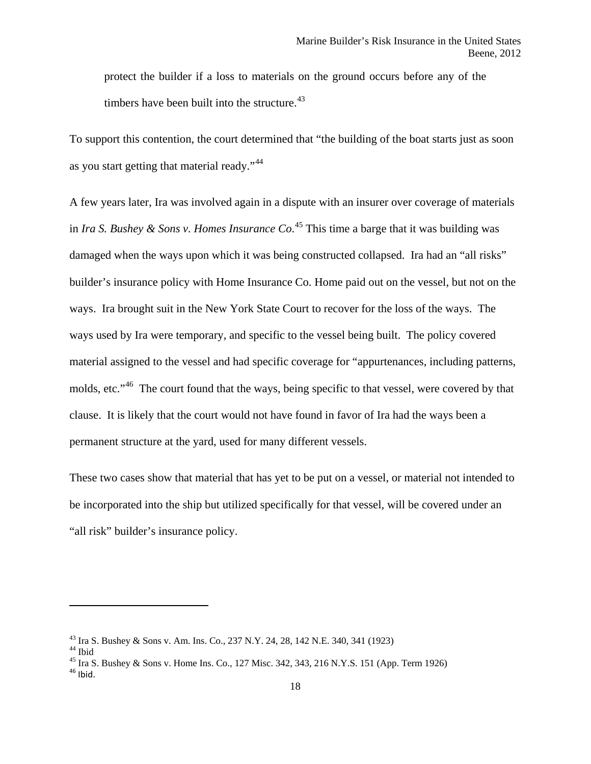protect the builder if a loss to materials on the ground occurs before any of the timbers have been built into the structure.[43]

To support this contention, the court determined that "the building of the boat starts just as soon as you start getting that material ready."[44]

A few years later, Ira was involved again in a dispute with an insurer over coverage of materials in *Ira S. Bushey & Sons v. Homes Insurance Co.*[45] This time a barge that it was building was damaged when the ways upon which it was being constructed collapsed. Ira had an "all risks" builder's insurance policy with Home Insurance Co. Home paid out on the vessel, but not on the ways. Ira brought suit in the New York State Court to recover for the loss of the ways. The ways used by Ira were temporary, and specific to the vessel being built. The policy covered material assigned to the vessel and had specific coverage for "appurtenances, including patterns, molds, etc."[46] The court found that the ways, being specific to that vessel, were covered by that clause. It is likely that the court would not have found in favor of Ira had the ways been a permanent structure at the yard, used for many different vessels.

These two cases show that material that has yet to be put on a vessel, or material not intended to be incorporated into the ship but utilized specifically for that vessel, will be covered under an "all risk" builder's insurance policy.

---

[43] Ira S. Bushey & Sons v. Am. Ins. Co., 237 N.Y. 24, 28, 142 N.E. 340, 341 (1923)
[44] Ibid
[45] Ira S. Bushey & Sons v. Home Ins. Co., 127 Misc. 342, 343, 216 N.Y.S. 151 (App. Term 1926)
[46] Ibid.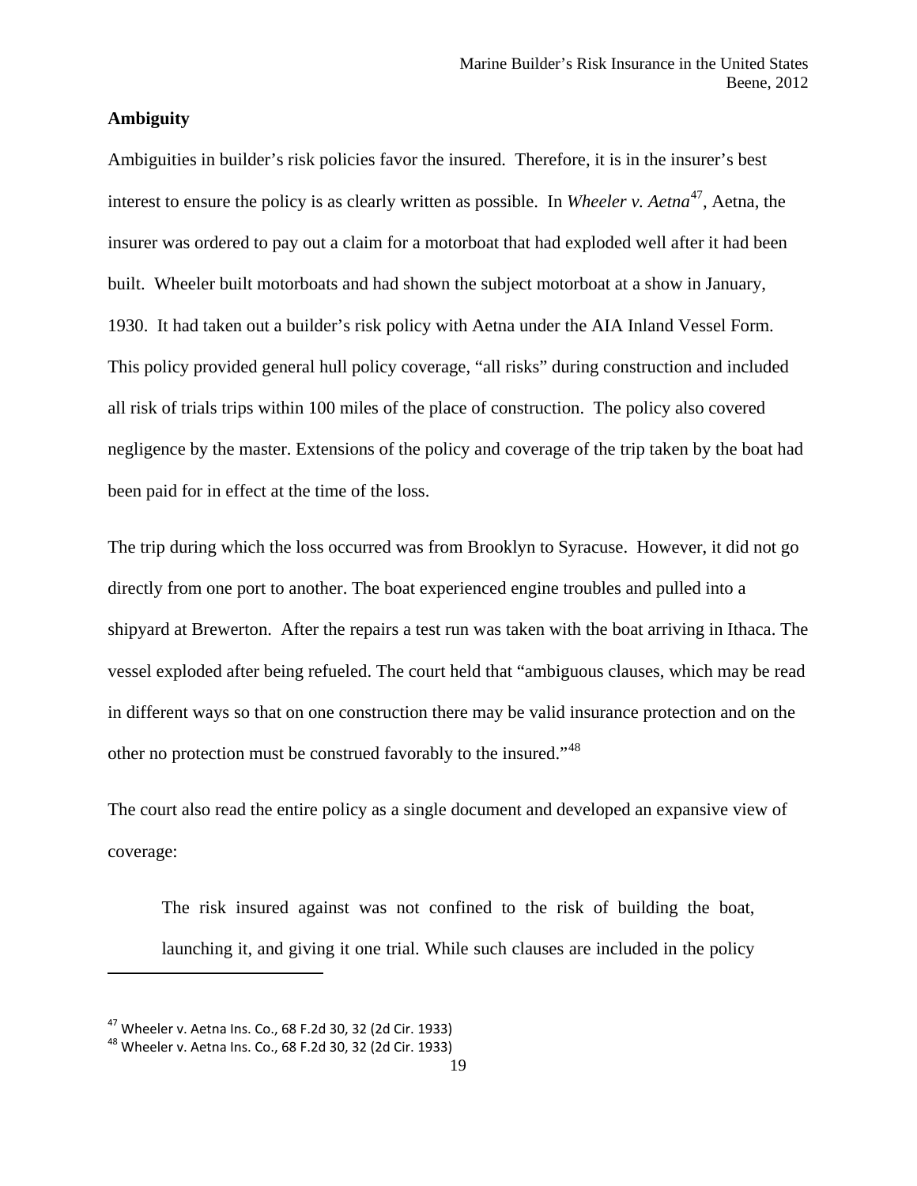## Ambiguity

Ambiguities in builder's risk policies favor the insured. Therefore, it is in the insurer's best interest to ensure the policy is as clearly written as possible. In *Wheeler v. Aetna*[47], Aetna, the insurer was ordered to pay out a claim for a motorboat that had exploded well after it had been built. Wheeler built motorboats and had shown the subject motorboat at a show in January, 1930. It had taken out a builder's risk policy with Aetna under the AIA Inland Vessel Form. This policy provided general hull policy coverage, "all risks" during construction and included all risk of trials trips within 100 miles of the place of construction. The policy also covered negligence by the master. Extensions of the policy and coverage of the trip taken by the boat had been paid for in effect at the time of the loss.

The trip during which the loss occurred was from Brooklyn to Syracuse. However, it did not go directly from one port to another. The boat experienced engine troubles and pulled into a shipyard at Brewerton. After the repairs a test run was taken with the boat arriving in Ithaca. The vessel exploded after being refueled. The court held that "ambiguous clauses, which may be read in different ways so that on one construction there may be valid insurance protection and on the other no protection must be construed favorably to the insured."[48]

The court also read the entire policy as a single document and developed an expansive view of coverage:

> The risk insured against was not confined to the risk of building the boat, launching it, and giving it one trial. While such clauses are included in the policy

---

[47] Wheeler v. Aetna Ins. Co., 68 F.2d 30, 32 (2d Cir. 1933)

[48] Wheeler v. Aetna Ins. Co., 68 F.2d 30, 32 (2d Cir. 1933)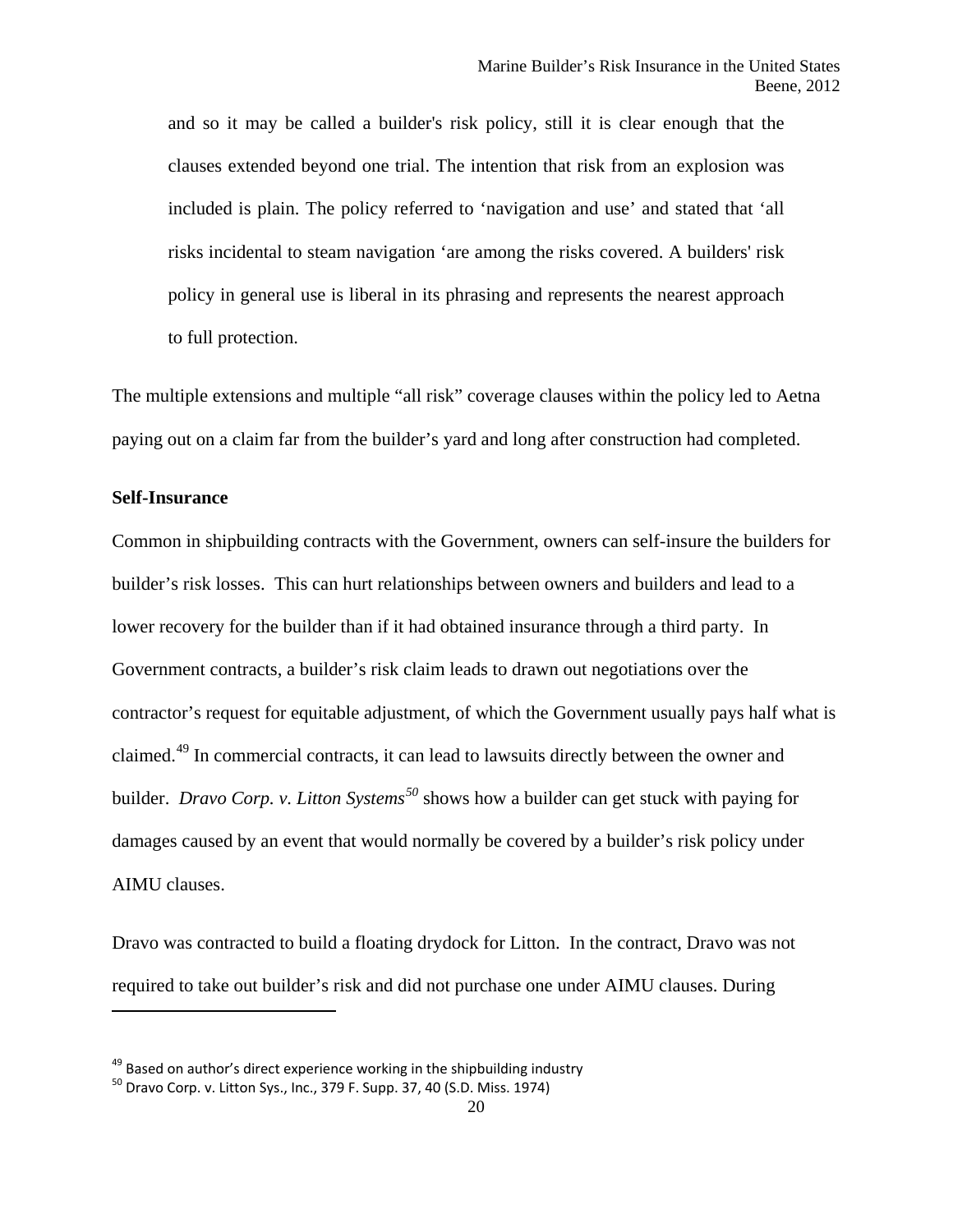> and so it may be called a builder's risk policy, still it is clear enough that the clauses extended beyond one trial. The intention that risk from an explosion was included is plain. The policy referred to 'navigation and use' and stated that 'all risks incidental to steam navigation 'are among the risks covered. A builders' risk policy in general use is liberal in its phrasing and represents the nearest approach to full protection.

The multiple extensions and multiple "all risk" coverage clauses within the policy led to Aetna paying out on a claim far from the builder's yard and long after construction had completed.

**Self-Insurance**

Common in shipbuilding contracts with the Government, owners can self-insure the builders for builder's risk losses. This can hurt relationships between owners and builders and lead to a lower recovery for the builder than if it had obtained insurance through a third party. In Government contracts, a builder's risk claim leads to drawn out negotiations over the contractor's request for equitable adjustment, of which the Government usually pays half what is claimed.[49] In commercial contracts, it can lead to lawsuits directly between the owner and builder. *Dravo Corp. v. Litton Systems*[50] shows how a builder can get stuck with paying for damages caused by an event that would normally be covered by a builder's risk policy under AIMU clauses.

Dravo was contracted to build a floating drydock for Litton. In the contract, Dravo was not required to take out builder's risk and did not purchase one under AIMU clauses. During

---

[49] Based on author's direct experience working in the shipbuilding industry

[50] Dravo Corp. v. Litton Sys., Inc., 379 F. Supp. 37, 40 (S.D. Miss. 1974)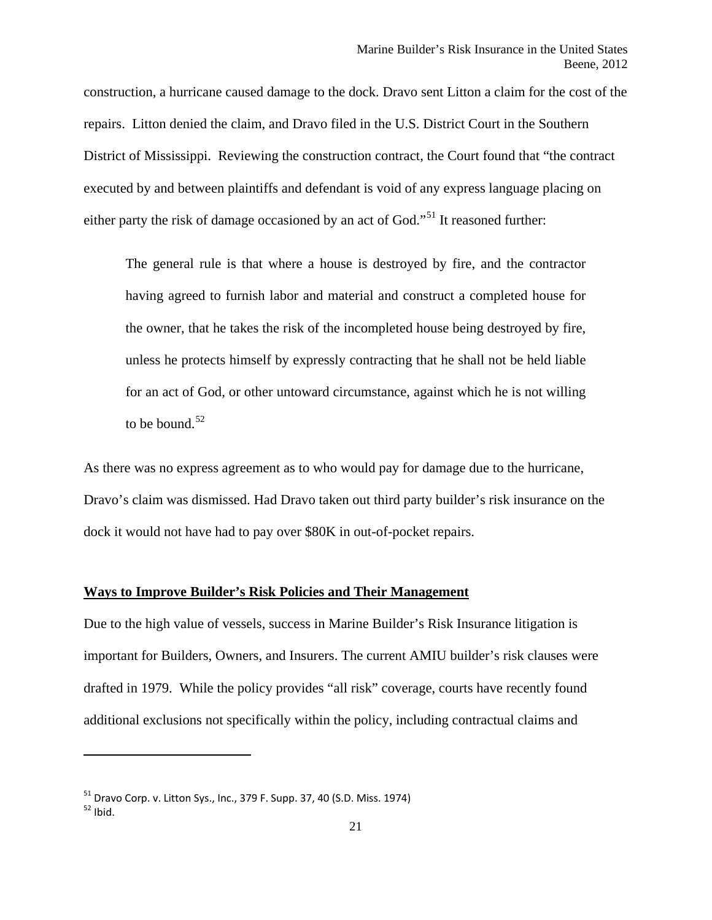construction, a hurricane caused damage to the dock. Dravo sent Litton a claim for the cost of the repairs. Litton denied the claim, and Dravo filed in the U.S. District Court in the Southern District of Mississippi. Reviewing the construction contract, the Court found that "the contract executed by and between plaintiffs and defendant is void of any express language placing on either party the risk of damage occasioned by an act of God."[51] It reasoned further:

> The general rule is that where a house is destroyed by fire, and the contractor having agreed to furnish labor and material and construct a completed house for the owner, that he takes the risk of the incompleted house being destroyed by fire, unless he protects himself by expressly contracting that he shall not be held liable for an act of God, or other untoward circumstance, against which he is not willing to be bound.[52]

As there was no express agreement as to who would pay for damage due to the hurricane, Dravo's claim was dismissed. Had Dravo taken out third party builder's risk insurance on the dock it would not have had to pay over $80K in out-of-pocket repairs.

## Ways to Improve Builder's Risk Policies and Their Management

Due to the high value of vessels, success in Marine Builder's Risk Insurance litigation is important for Builders, Owners, and Insurers. The current AMIU builder's risk clauses were drafted in 1979. While the policy provides "all risk" coverage, courts have recently found additional exclusions not specifically within the policy, including contractual claims and

---

[51] Dravo Corp. v. Litton Sys., Inc., 379 F. Supp. 37, 40 (S.D. Miss. 1974)

[52] Ibid.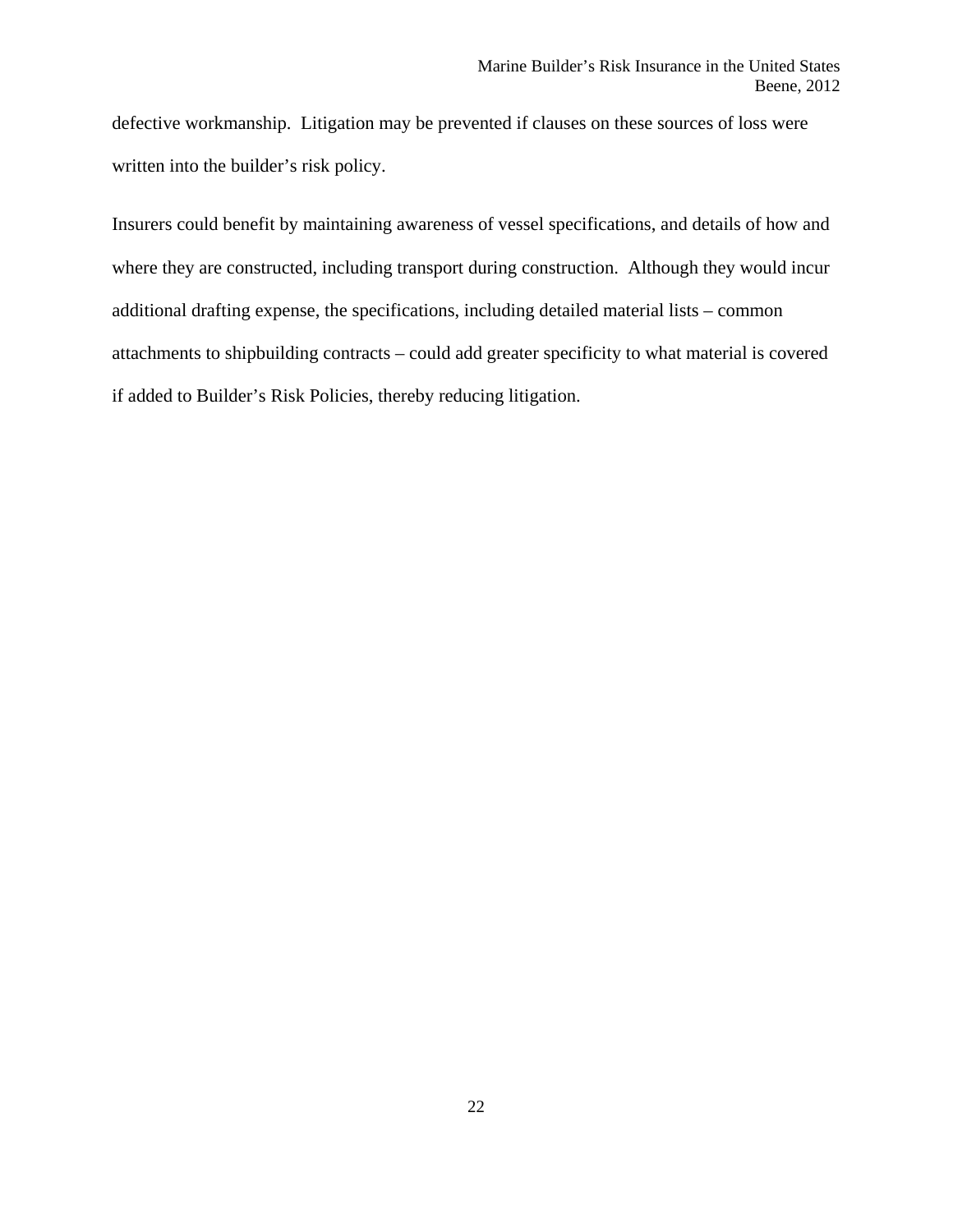defective workmanship. Litigation may be prevented if clauses on these sources of loss were written into the builder's risk policy.

Insurers could benefit by maintaining awareness of vessel specifications, and details of how and where they are constructed, including transport during construction. Although they would incur additional drafting expense, the specifications, including detailed material lists – common attachments to shipbuilding contracts – could add greater specificity to what material is covered if added to Builder's Risk Policies, thereby reducing litigation.